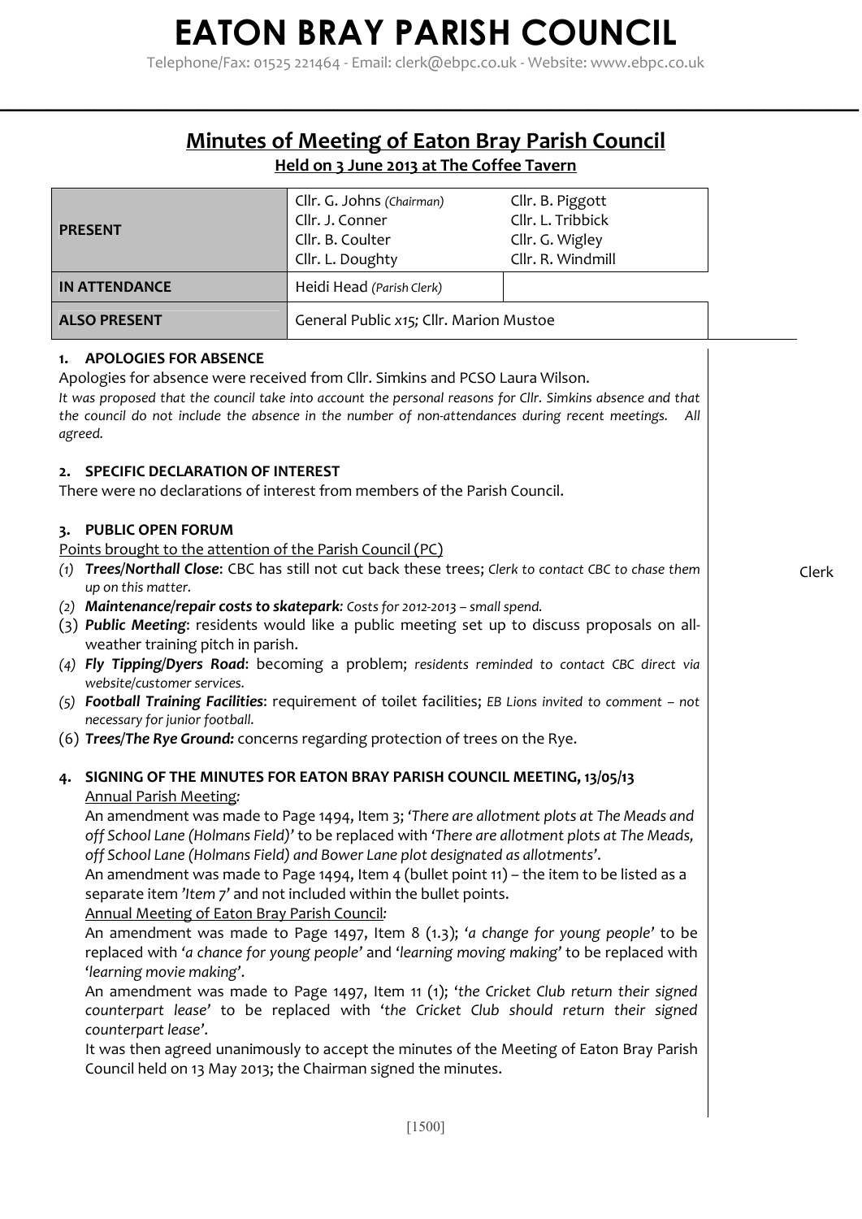# EATON BRAY PARISH COUNCIL

Telephone/Fax: 01525 221464 - Email: clerk@ebpc.co.uk - Website: www.ebpc.co.uk

## Minutes of Meeting of Eaton Bray Parish Council

**Held on 3 June 2013 at The Coffee Tavern**

| | | |
|---|---|---|
| **PRESENT** | Cllr. G. Johns *(Chairman)*<br>Cllr. J. Conner<br>Cllr. B. Coulter<br>Cllr. L. Doughty | Cllr. B. Piggott<br>Cllr. L. Tribbick<br>Cllr. G. Wigley<br>Cllr. R. Windmill |
| **IN ATTENDANCE** | Heidi Head *(Parish Clerk)* | |
| **ALSO PRESENT** | General Public *x15;* Cllr. Marion Mustoe | |

### 1. APOLOGIES FOR ABSENCE

Apologies for absence were received from Cllr. Simkins and PCSO Laura Wilson.

*It was proposed that the council take into account the personal reasons for Cllr. Simkins absence and that the council do not include the absence in the number of non-attendances during recent meetings. All agreed.*

### 2. SPECIFIC DECLARATION OF INTEREST

There were no declarations of interest from members of the Parish Council.

### 3. PUBLIC OPEN FORUM

Points brought to the attention of the Parish Council (PC)

(1) ***Trees/Northall Close***: CBC has still not cut back these trees; *Clerk to contact CBC to chase them up on this matter.* — Clerk
(2) ***Maintenance/repair costs to skatepark***: *Costs for 2012-2013 – small spend.*
(3) ***Public Meeting***: residents would like a public meeting set up to discuss proposals on all-weather training pitch in parish.
(4) ***Fly Tipping/Dyers Road***: becoming a problem; *residents reminded to contact CBC direct via website/customer services.*
(5) ***Football Training Facilities***: requirement of toilet facilities; *EB Lions invited to comment – not necessary for junior football.*
(6) ***Trees/The Rye Ground:*** concerns regarding protection of trees on the Rye.

### 4. SIGNING OF THE MINUTES FOR EATON BRAY PARISH COUNCIL MEETING, 13/05/13

Annual Parish Meeting:

An amendment was made to Page 1494, Item 3; *'There are allotment plots at The Meads and off School Lane (Holmans Field)'* to be replaced with *'There are allotment plots at The Meads, off School Lane (Holmans Field) and Bower Lane plot designated as allotments'*.

An amendment was made to Page 1494, Item 4 (bullet point 11) – the item to be listed as a separate item *'Item 7'* and not included within the bullet points.

Annual Meeting of Eaton Bray Parish Council:

An amendment was made to Page 1497, Item 8 (1.3); *'a change for young people'* to be replaced with *'a chance for young people'* and *'learning moving making'* to be replaced with *'learning movie making'*.

An amendment was made to Page 1497, Item 11 (1); *'the Cricket Club return their signed counterpart lease'* to be replaced with *'the Cricket Club should return their signed counterpart lease'*.

It was then agreed unanimously to accept the minutes of the Meeting of Eaton Bray Parish Council held on 13 May 2013; the Chairman signed the minutes.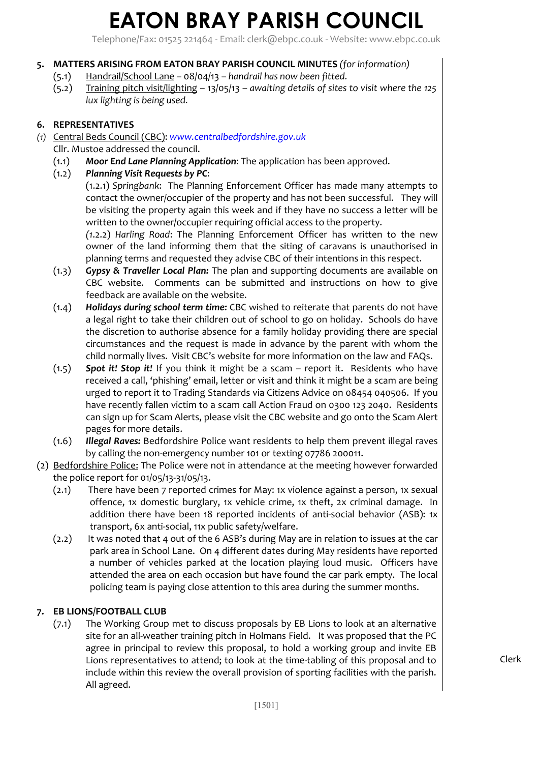# EATON BRAY PARISH COUNCIL

Telephone/Fax: 01525 221464 - Email: clerk@ebpc.co.uk - Website: www.ebpc.co.uk

**5. MATTERS ARISING FROM EATON BRAY PARISH COUNCIL MINUTES** *(for information)*

(5.1) Handrail/School Lane – 08/04/13 – *handrail has now been fitted.*

(5.2) Training pitch visit/lighting – 13/05/13 – *awaiting details of sites to visit where the 125 lux lighting is being used.*

**6. REPRESENTATIVES**

*(1)* Central Beds Council (CBC): *www.centralbedfordshire.gov.uk*

Cllr. Mustoe addressed the council.

(1.1) ***Moor End Lane Planning Application***: The application has been approved.

(1.2) ***Planning Visit Requests by PC***:

(1.2.1) *Springbank*: The Planning Enforcement Officer has made many attempts to contact the owner/occupier of the property and has not been successful. They will be visiting the property again this week and if they have no success a letter will be written to the owner/occupier requiring official access to the property.

*(1*.2.2) *Harling Road*: The Planning Enforcement Officer has written to the new owner of the land informing them that the siting of caravans is unauthorised in planning terms and requested they advise CBC of their intentions in this respect.

(1.3) ***Gypsy & Traveller Local Plan:*** The plan and supporting documents are available on CBC website. Comments can be submitted and instructions on how to give feedback are available on the website.

(1.4) ***Holidays during school term time:*** CBC wished to reiterate that parents do not have a legal right to take their children out of school to go on holiday. Schools do have the discretion to authorise absence for a family holiday providing there are special circumstances and the request is made in advance by the parent with whom the child normally lives. Visit CBC's website for more information on the law and FAQs.

(1.5) ***Spot it! Stop it!*** If you think it might be a scam – report it. Residents who have received a call, 'phishing' email, letter or visit and think it might be a scam are being urged to report it to Trading Standards via Citizens Advice on 08454 040506. If you have recently fallen victim to a scam call Action Fraud on 0300 123 2040. Residents can sign up for Scam Alerts, please visit the CBC website and go onto the Scam Alert pages for more details.

(1.6) ***Illegal Raves:*** Bedfordshire Police want residents to help them prevent illegal raves by calling the non-emergency number 101 or texting 07786 200011.

(2) Bedfordshire Police: The Police were not in attendance at the meeting however forwarded the police report for 01/05/13-31/05/13.

(2.1) There have been 7 reported crimes for May: 1x violence against a person, 1x sexual offence, 1x domestic burglary, 1x vehicle crime, 1x theft, 2x criminal damage. In addition there have been 18 reported incidents of anti-social behavior (ASB): 1x transport, 6x anti-social, 11x public safety/welfare.

(2.2) It was noted that 4 out of the 6 ASB's during May are in relation to issues at the car park area in School Lane. On 4 different dates during May residents have reported a number of vehicles parked at the location playing loud music. Officers have attended the area on each occasion but have found the car park empty. The local policing team is paying close attention to this area during the summer months.

**7. EB LIONS/FOOTBALL CLUB**

(7.1) The Working Group met to discuss proposals by EB Lions to look at an alternative site for an all-weather training pitch in Holmans Field. It was proposed that the PC agree in principal to review this proposal, to hold a working group and invite EB Lions representatives to attend; to look at the time-tabling of this proposal and to include within this review the overall provision of sporting facilities with the parish. All agreed. — Clerk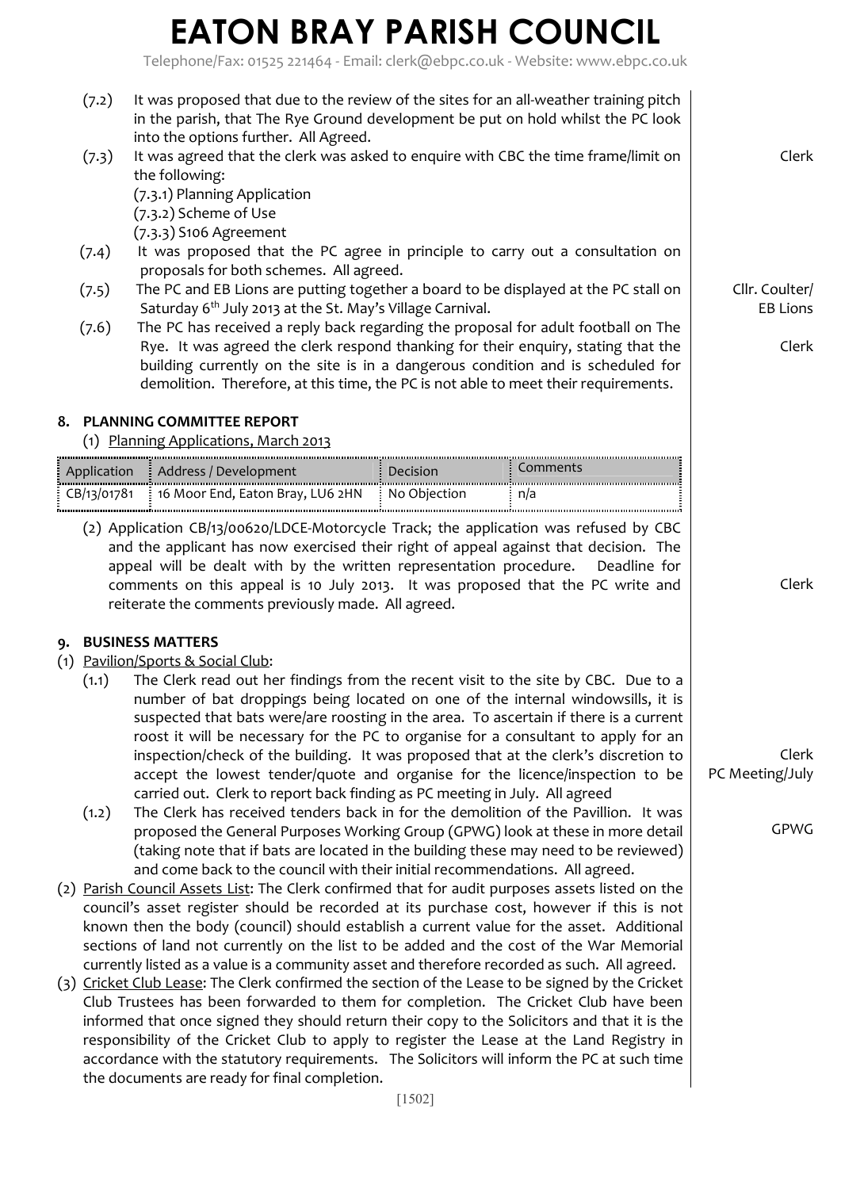(7.2) It was proposed that due to the review of the sites for an all-weather training pitch in the parish, that The Rye Ground development be put on hold whilst the PC look into the options further. All Agreed.

(7.3) It was agreed that the clerk was asked to enquire with CBC the time frame/limit on the following: — Clerk

- (7.3.1) Planning Application
- (7.3.2) Scheme of Use
- (7.3.3) S106 Agreement

(7.4) It was proposed that the PC agree in principle to carry out a consultation on proposals for both schemes. All agreed.

(7.5) The PC and EB Lions are putting together a board to be displayed at the PC stall on Saturday 6th July 2013 at the St. May's Village Carnival. — Cllr. Coulter/ EB Lions

(7.6) The PC has received a reply back regarding the proposal for adult football on The Rye. It was agreed the clerk respond thanking for their enquiry, stating that the building currently on the site is in a dangerous condition and is scheduled for demolition. Therefore, at this time, the PC is not able to meet their requirements. — Clerk

## 8. PLANNING COMMITTEE REPORT

(1) Planning Applications, March 2013

| Application | Address / Development | Decision | Comments |
|---|---|---|---|
| CB/13/01781 | 16 Moor End, Eaton Bray, LU6 2HN | No Objection | n/a |

(2) Application CB/13/00620/LDCE-Motorcycle Track; the application was refused by CBC and the applicant has now exercised their right of appeal against that decision. The appeal will be dealt with by the written representation procedure. Deadline for comments on this appeal is 10 July 2013. It was proposed that the PC write and reiterate the comments previously made. All agreed. — Clerk

## 9. BUSINESS MATTERS

(1) Pavilion/Sports & Social Club:

(1.1) The Clerk read out her findings from the recent visit to the site by CBC. Due to a number of bat droppings being located on one of the internal windowsills, it is suspected that bats were/are roosting in the area. To ascertain if there is a current roost it will be necessary for the PC to organise for a consultant to apply for an inspection/check of the building. It was proposed that at the clerk's discretion to accept the lowest tender/quote and organise for the licence/inspection to be carried out. Clerk to report back finding as PC meeting in July. All agreed — Clerk, PC Meeting/July

(1.2) The Clerk has received tenders back in for the demolition of the Pavillion. It was proposed the General Purposes Working Group (GPWG) look at these in more detail (taking note that if bats are located in the building these may need to be reviewed) and come back to the council with their initial recommendations. All agreed. — GPWG

(2) Parish Council Assets List: The Clerk confirmed that for audit purposes assets listed on the council's asset register should be recorded at its purchase cost, however if this is not known then the body (council) should establish a current value for the asset. Additional sections of land not currently on the list to be added and the cost of the War Memorial currently listed as a value is a community asset and therefore recorded as such. All agreed.

(3) Cricket Club Lease: The Clerk confirmed the section of the Lease to be signed by the Cricket Club Trustees has been forwarded to them for completion. The Cricket Club have been informed that once signed they should return their copy to the Solicitors and that it is the responsibility of the Cricket Club to apply to register the Lease at the Land Registry in accordance with the statutory requirements. The Solicitors will inform the PC at such time the documents are ready for final completion.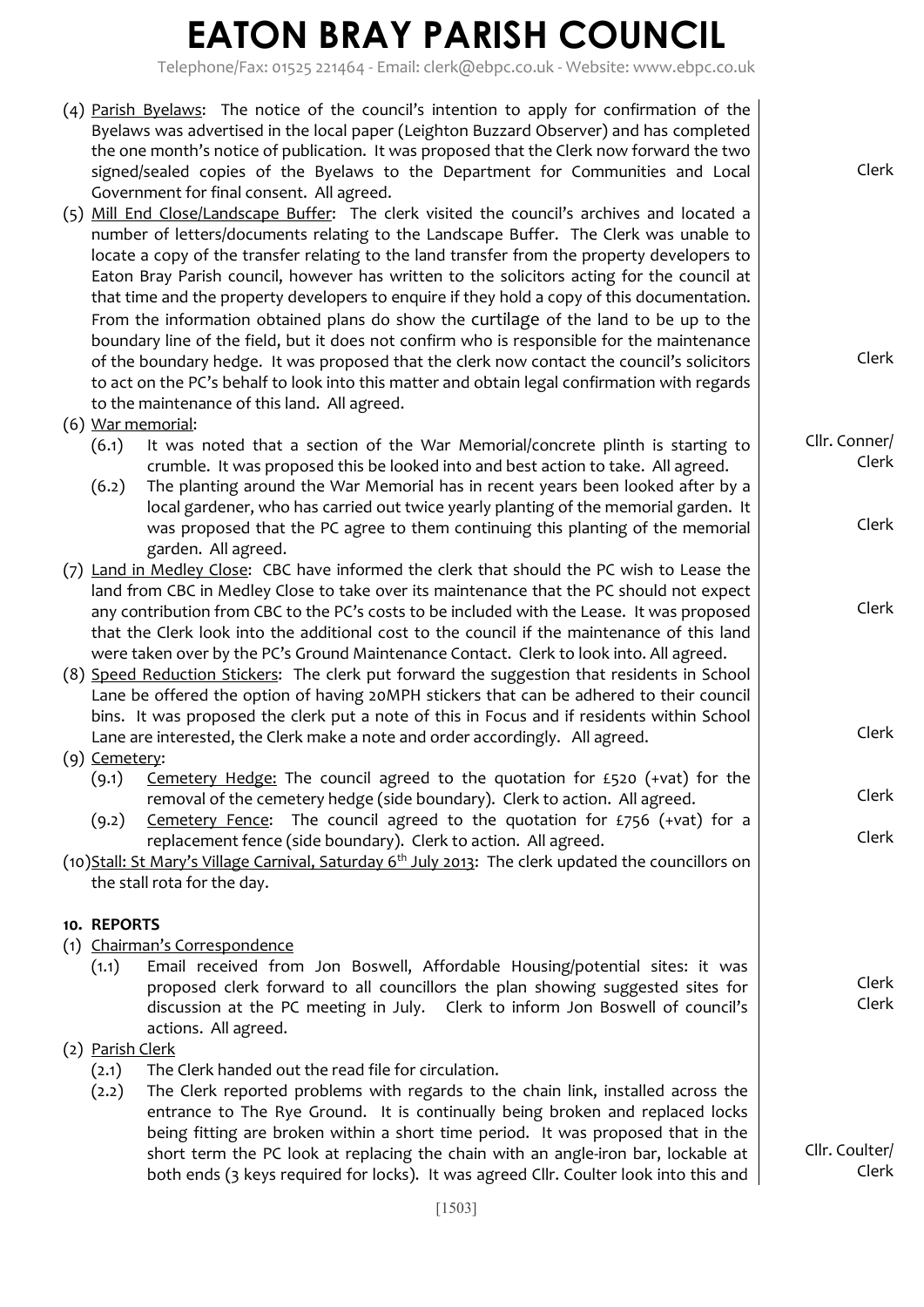# EATON BRAY PARISH COUNCIL

Telephone/Fax: 01525 221464 - Email: clerk@ebpc.co.uk - Website: www.ebpc.co.uk

(4) Parish Byelaws: The notice of the council's intention to apply for confirmation of the Byelaws was advertised in the local paper (Leighton Buzzard Observer) and has completed the one month's notice of publication. It was proposed that the Clerk now forward the two signed/sealed copies of the Byelaws to the Department for Communities and Local Government for final consent. All agreed. — **Clerk**

(5) Mill End Close/Landscape Buffer: The clerk visited the council's archives and located a number of letters/documents relating to the Landscape Buffer. The Clerk was unable to locate a copy of the transfer relating to the land transfer from the property developers to Eaton Bray Parish council, however has written to the solicitors acting for the council at that time and the property developers to enquire if they hold a copy of this documentation. From the information obtained plans do show the curtilage of the land to be up to the boundary line of the field, but it does not confirm who is responsible for the maintenance of the boundary hedge. It was proposed that the clerk now contact the council's solicitors to act on the PC's behalf to look into this matter and obtain legal confirmation with regards to the maintenance of this land. All agreed. — **Clerk**

(6) War memorial:

- (6.1) It was noted that a section of the War Memorial/concrete plinth is starting to crumble. It was proposed this be looked into and best action to take. All agreed. — **Cllr. Conner/ Clerk**
- (6.2) The planting around the War Memorial has in recent years been looked after by a local gardener, who has carried out twice yearly planting of the memorial garden. It was proposed that the PC agree to them continuing this planting of the memorial garden. All agreed. — **Clerk**

(7) Land in Medley Close: CBC have informed the clerk that should the PC wish to Lease the land from CBC in Medley Close to take over its maintenance that the PC should not expect any contribution from CBC to the PC's costs to be included with the Lease. It was proposed that the Clerk look into the additional cost to the council if the maintenance of this land were taken over by the PC's Ground Maintenance Contact. Clerk to look into. All agreed. — **Clerk**

(8) Speed Reduction Stickers: The clerk put forward the suggestion that residents in School Lane be offered the option of having 20MPH stickers that can be adhered to their council bins. It was proposed the clerk put a note of this in Focus and if residents within School Lane are interested, the Clerk make a note and order accordingly. All agreed. — **Clerk**

(9) Cemetery:

- (9.1) Cemetery Hedge: The council agreed to the quotation for £520 (+vat) for the removal of the cemetery hedge (side boundary). Clerk to action. All agreed. — **Clerk**
- (9.2) Cemetery Fence: The council agreed to the quotation for £756 (+vat) for a replacement fence (side boundary). Clerk to action. All agreed. — **Clerk**

(10) Stall: St Mary's Village Carnival, Saturday 6th July 2013: The clerk updated the councillors on the stall rota for the day.

## 10. REPORTS

(1) Chairman's Correspondence

- (1.1) Email received from Jon Boswell, Affordable Housing/potential sites: it was proposed clerk forward to all councillors the plan showing suggested sites for discussion at the PC meeting in July. Clerk to inform Jon Boswell of council's actions. All agreed. — **Clerk / Clerk**

(2) Parish Clerk

- (2.1) The Clerk handed out the read file for circulation.
- (2.2) The Clerk reported problems with regards to the chain link, installed across the entrance to The Rye Ground. It is continually being broken and replaced locks being fitting are broken within a short time period. It was proposed that in the short term the PC look at replacing the chain with an angle-iron bar, lockable at both ends (3 keys required for locks). It was agreed Cllr. Coulter look into this and — **Cllr. Coulter/ Clerk**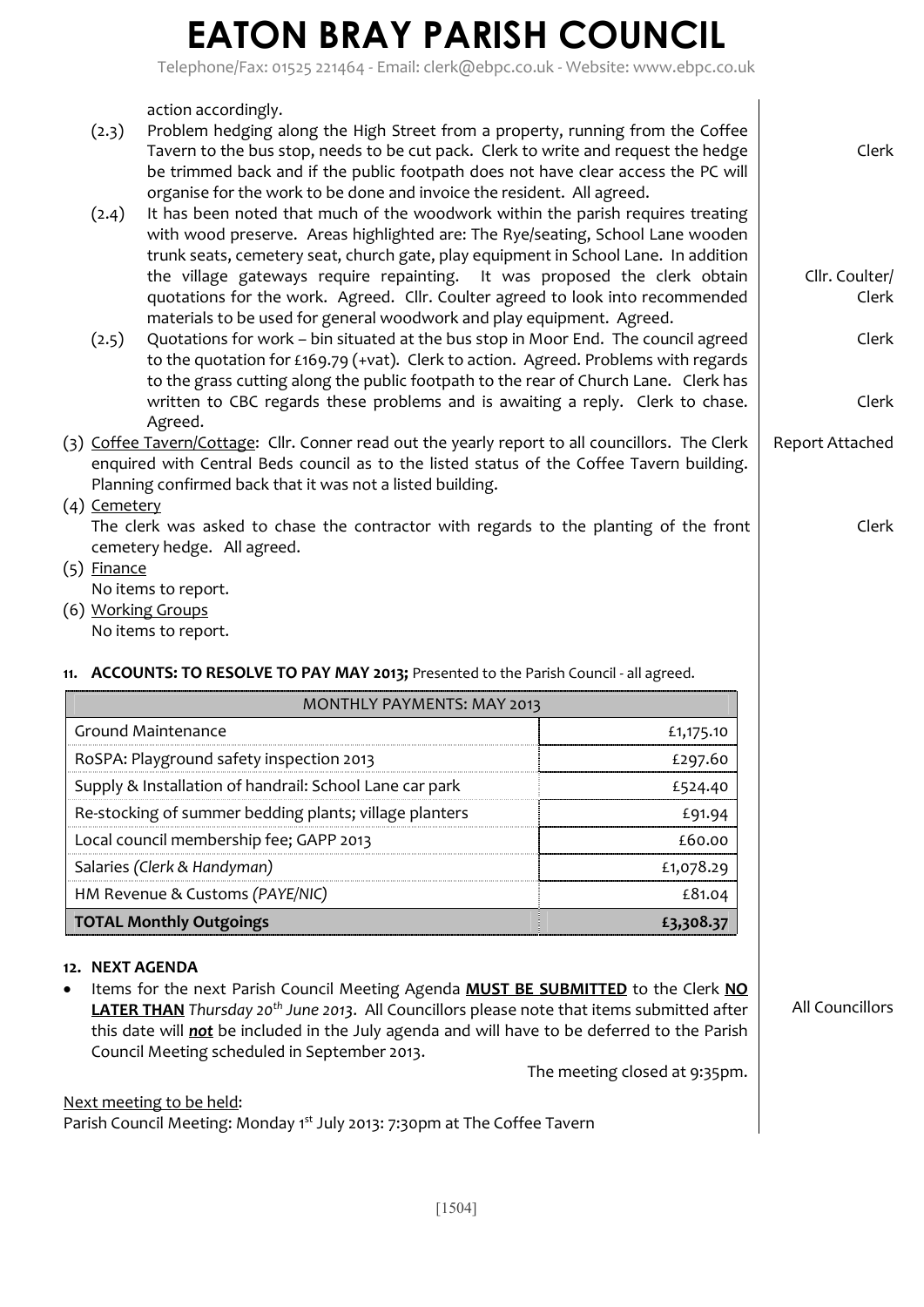action accordingly.

(2.3) Problem hedging along the High Street from a property, running from the Coffee Tavern to the bus stop, needs to be cut pack. Clerk to write and request the hedge be trimmed back and if the public footpath does not have clear access the PC will organise for the work to be done and invoice the resident. All agreed. — Clerk

(2.4) It has been noted that much of the woodwork within the parish requires treating with wood preserve. Areas highlighted are: The Rye/seating, School Lane wooden trunk seats, cemetery seat, church gate, play equipment in School Lane. In addition the village gateways require repainting. It was proposed the clerk obtain quotations for the work. Agreed. Cllr. Coulter agreed to look into recommended materials to be used for general woodwork and play equipment. Agreed. — Cllr. Coulter/ Clerk

(2.5) Quotations for work – bin situated at the bus stop in Moor End. The council agreed to the quotation for £169.79 (+vat). Clerk to action. Agreed. — Clerk

Problems with regards to the grass cutting along the public footpath to the rear of Church Lane. Clerk has written to CBC regards these problems and is awaiting a reply. Clerk to chase. Agreed. — Clerk

(3) <u>Coffee Tavern/Cottage</u>: Cllr. Conner read out the yearly report to all councillors. The Clerk enquired with Central Beds council as to the listed status of the Coffee Tavern building. Planning confirmed back that it was not a listed building. — Report Attached

(4) <u>Cemetery</u>

The clerk was asked to chase the contractor with regards to the planting of the front cemetery hedge. All agreed. — Clerk

(5) <u>Finance</u>

No items to report.

(6) <u>Working Groups</u>

No items to report.

**11. ACCOUNTS: TO RESOLVE TO PAY MAY 2013;** Presented to the Parish Council - all agreed.

| MONTHLY PAYMENTS: MAY 2013 | |
|---|---|
| Ground Maintenance | £1,175.10 |
| RoSPA: Playground safety inspection 2013 | £297.60 |
| Supply & Installation of handrail: School Lane car park | £524.40 |
| Re-stocking of summer bedding plants; village planters | £91.94 |
| Local council membership fee; GAPP 2013 | £60.00 |
| Salaries *(Clerk & Handyman)* | £1,078.29 |
| HM Revenue & Customs *(PAYE/NIC)* | £81.04 |
| **TOTAL Monthly Outgoings** | **£3,308.37** |

**12. NEXT AGENDA**

- Items for the next Parish Council Meeting Agenda <u>**MUST BE SUBMITTED**</u> to the Clerk <u>**NO LATER THAN**</u> *Thursday 20th June 2013*. All Councillors please note that items submitted after this date will ***not*** be included in the July agenda and will have to be deferred to the Parish Council Meeting scheduled in September 2013. — All Councillors

The meeting closed at 9:35pm.

<u>Next meeting to be held</u>:

Parish Council Meeting: Monday 1st July 2013: 7:30pm at The Coffee Tavern

[1504]